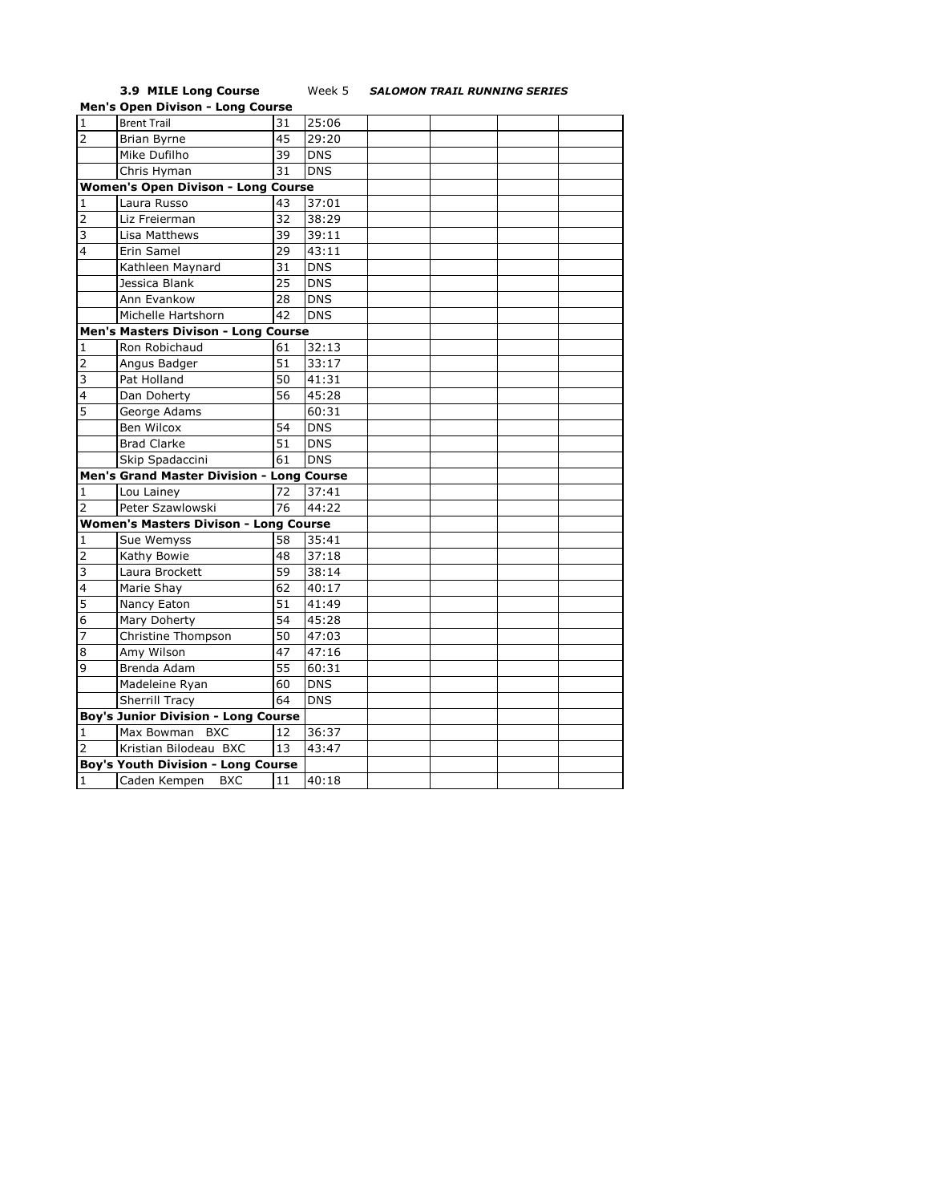**3.9 MILE Long Course** Week 5 ***SALOMON TRAIL RUNNING SERIES***

| | | | | | | | |
|---|---|---|---|---|---|---|---|
| **Men's Open Divison - Long Course** | | | | | | | |
| 1 | Brent Trail | 31 | 25:06 | | | | |
| 2 | Brian Byrne | 45 | 29:20 | | | | |
| | Mike Dufilho | 39 | DNS | | | | |
| | Chris Hyman | 31 | DNS | | | | |
| **Women's Open Divison - Long Course** | | | | | | | |
| 1 | Laura Russo | 43 | 37:01 | | | | |
| 2 | Liz Freierman | 32 | 38:29 | | | | |
| 3 | Lisa Matthews | 39 | 39:11 | | | | |
| 4 | Erin Samel | 29 | 43:11 | | | | |
| | Kathleen Maynard | 31 | DNS | | | | |
| | Jessica Blank | 25 | DNS | | | | |
| | Ann Evankow | 28 | DNS | | | | |
| | Michelle Hartshorn | 42 | DNS | | | | |
| **Men's Masters Divison - Long Course** | | | | | | | |
| 1 | Ron Robichaud | 61 | 32:13 | | | | |
| 2 | Angus Badger | 51 | 33:17 | | | | |
| 3 | Pat Holland | 50 | 41:31 | | | | |
| 4 | Dan Doherty | 56 | 45:28 | | | | |
| 5 | George Adams | | 60:31 | | | | |
| | Ben Wilcox | 54 | DNS | | | | |
| | Brad Clarke | 51 | DNS | | | | |
| | Skip Spadaccini | 61 | DNS | | | | |
| **Men's Grand Master Division - Long Course** | | | | | | | |
| 1 | Lou Lainey | 72 | 37:41 | | | | |
| 2 | Peter Szawlowski | 76 | 44:22 | | | | |
| **Women's Masters Divison - Long Course** | | | | | | | |
| 1 | Sue Wemyss | 58 | 35:41 | | | | |
| 2 | Kathy Bowie | 48 | 37:18 | | | | |
| 3 | Laura Brockett | 59 | 38:14 | | | | |
| 4 | Marie Shay | 62 | 40:17 | | | | |
| 5 | Nancy Eaton | 51 | 41:49 | | | | |
| 6 | Mary Doherty | 54 | 45:28 | | | | |
| 7 | Christine Thompson | 50 | 47:03 | | | | |
| 8 | Amy Wilson | 47 | 47:16 | | | | |
| 9 | Brenda Adam | 55 | 60:31 | | | | |
| | Madeleine Ryan | 60 | DNS | | | | |
| | Sherrill Tracy | 64 | DNS | | | | |
| **Boy's Junior Division - Long Course** | | | | | | | |
| 1 | Max Bowman BXC | 12 | 36:37 | | | | |
| 2 | Kristian Bilodeau BXC | 13 | 43:47 | | | | |
| **Boy's Youth Division - Long Course** | | | | | | | |
| 1 | Caden Kempen BXC | 11 | 40:18 | | | | |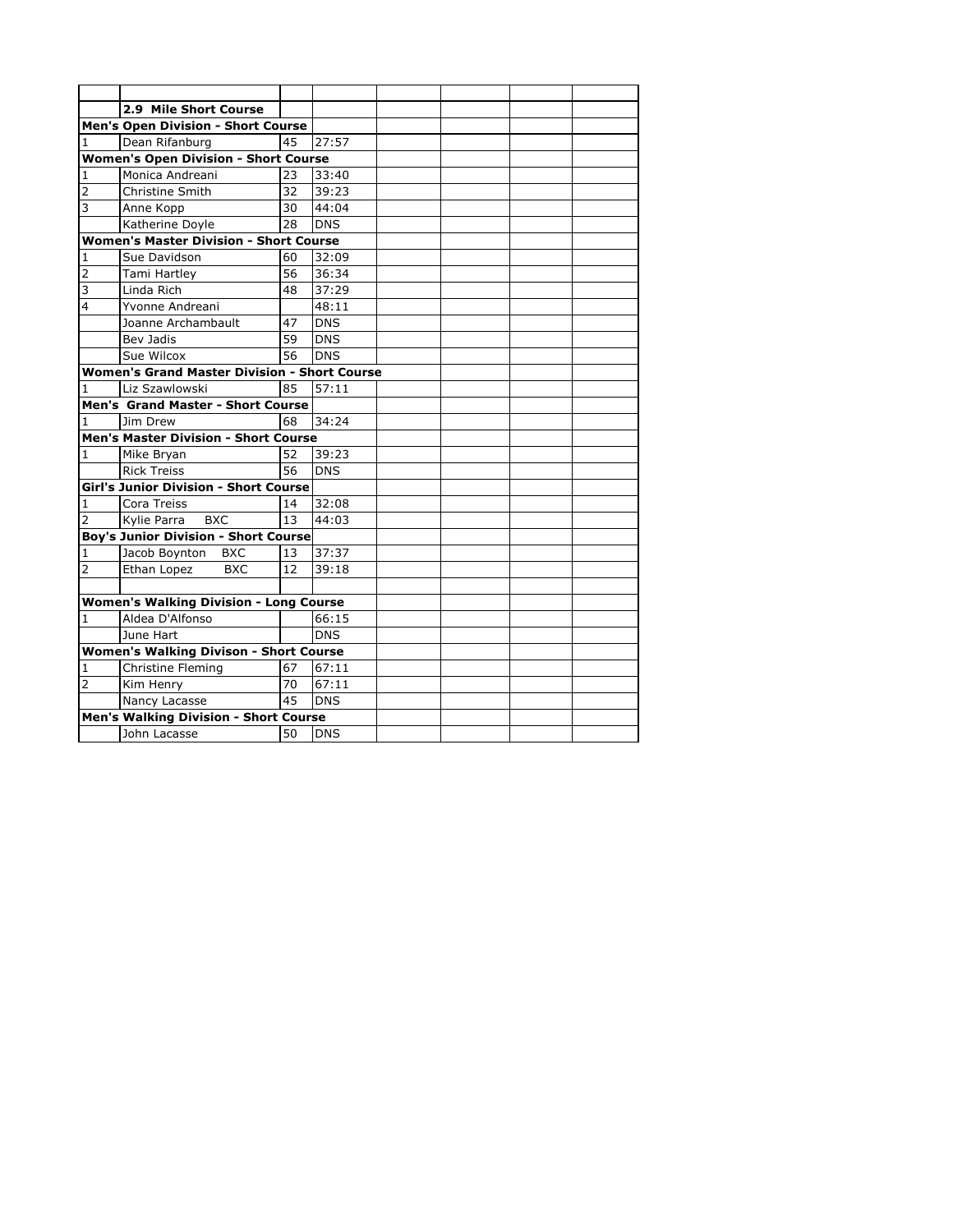| | | | | | | | |
|---|---|---|---|---|---|---|---|
| | **2.9 Mile Short Course** | | | | | | |
| **Men's Open Division - Short Course** | | | | | | | |
| 1 | Dean Rifanburg | 45 | 27:57 | | | | |
| **Women's Open Division - Short Course** | | | | | | | |
| 1 | Monica Andreani | 23 | 33:40 | | | | |
| 2 | Christine Smith | 32 | 39:23 | | | | |
| 3 | Anne Kopp | 30 | 44:04 | | | | |
| | Katherine Doyle | 28 | DNS | | | | |
| **Women's Master Division - Short Course** | | | | | | | |
| 1 | Sue Davidson | 60 | 32:09 | | | | |
| 2 | Tami Hartley | 56 | 36:34 | | | | |
| 3 | Linda Rich | 48 | 37:29 | | | | |
| 4 | Yvonne Andreani | | 48:11 | | | | |
| | Joanne Archambault | 47 | DNS | | | | |
| | Bev Jadis | 59 | DNS | | | | |
| | Sue Wilcox | 56 | DNS | | | | |
| **Women's Grand Master Division - Short Course** | | | | | | | |
| 1 | Liz Szawlowski | 85 | 57:11 | | | | |
| **Men's Grand Master - Short Course** | | | | | | | |
| 1 | Jim Drew | 68 | 34:24 | | | | |
| **Men's Master Division - Short Course** | | | | | | | |
| 1 | Mike Bryan | 52 | 39:23 | | | | |
| | Rick Treiss | 56 | DNS | | | | |
| **Girl's Junior Division - Short Course** | | | | | | | |
| 1 | Cora Treiss | 14 | 32:08 | | | | |
| 2 | Kylie Parra BXC | 13 | 44:03 | | | | |
| **Boy's Junior Division - Short Course** | | | | | | | |
| 1 | Jacob Boynton BXC | 13 | 37:37 | | | | |
| 2 | Ethan Lopez BXC | 12 | 39:18 | | | | |
| | | | | | | | |
| **Women's Walking Division - Long Course** | | | | | | | |
| 1 | Aldea D'Alfonso | | 66:15 | | | | |
| | June Hart | | DNS | | | | |
| **Women's Walking Divison - Short Course** | | | | | | | |
| 1 | Christine Fleming | 67 | 67:11 | | | | |
| 2 | Kim Henry | 70 | 67:11 | | | | |
| | Nancy Lacasse | 45 | DNS | | | | |
| **Men's Walking Division - Short Course** | | | | | | | |
| | John Lacasse | 50 | DNS | | | | |